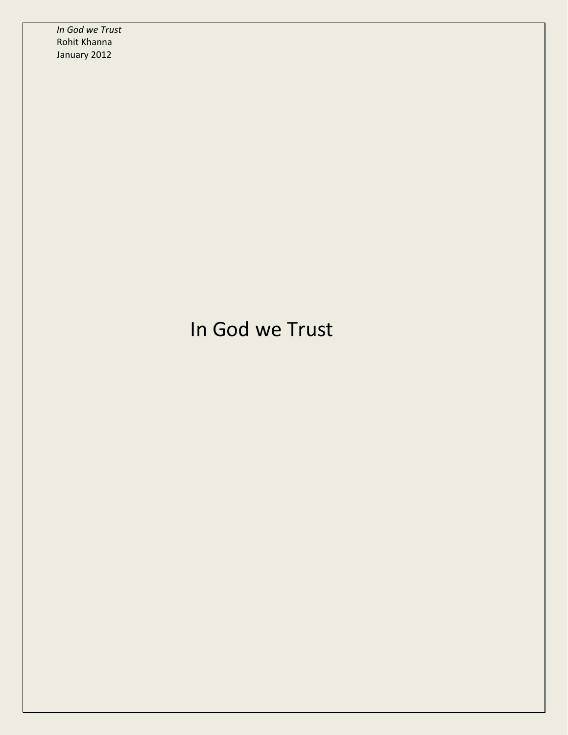*In God we Trust*
Rohit Khanna
January 2012

# In God we Trust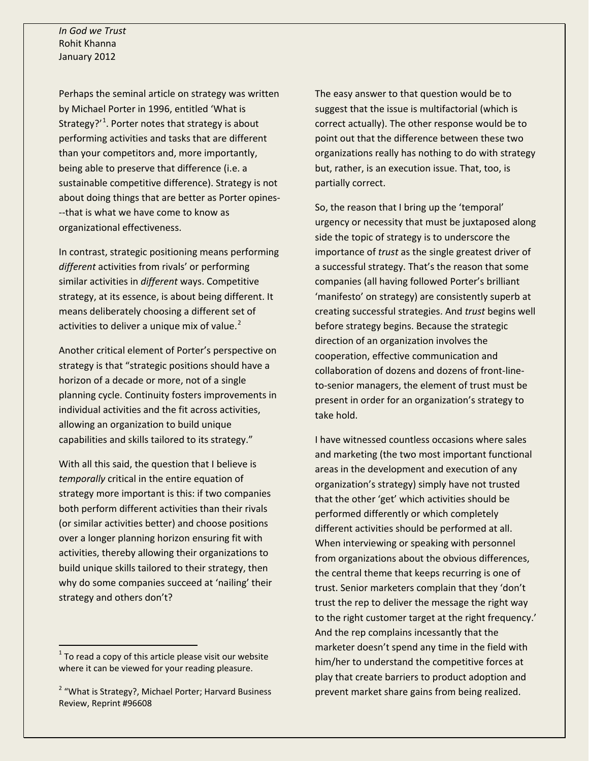*In God we Trust*
Rohit Khanna
January 2012

Perhaps the seminal article on strategy was written by Michael Porter in 1996, entitled 'What is Strategy?'[1]. Porter notes that strategy is about performing activities and tasks that are different than your competitors and, more importantly, being able to preserve that difference (i.e. a sustainable competitive difference). Strategy is not about doing things that are better as Porter opines---that is what we have come to know as organizational effectiveness.

In contrast, strategic positioning means performing *different* activities from rivals' or performing similar activities in *different* ways. Competitive strategy, at its essence, is about being different. It means deliberately choosing a different set of activities to deliver a unique mix of value.[2]

Another critical element of Porter's perspective on strategy is that "strategic positions should have a horizon of a decade or more, not of a single planning cycle. Continuity fosters improvements in individual activities and the fit across activities, allowing an organization to build unique capabilities and skills tailored to its strategy."

With all this said, the question that I believe is *temporally* critical in the entire equation of strategy more important is this: if two companies both perform different activities than their rivals (or similar activities better) and choose positions over a longer planning horizon ensuring fit with activities, thereby allowing their organizations to build unique skills tailored to their strategy, then why do some companies succeed at 'nailing' their strategy and others don't?

The easy answer to that question would be to suggest that the issue is multifactorial (which is correct actually). The other response would be to point out that the difference between these two organizations really has nothing to do with strategy but, rather, is an execution issue. That, too, is partially correct.

So, the reason that I bring up the 'temporal' urgency or necessity that must be juxtaposed along side the topic of strategy is to underscore the importance of *trust* as the single greatest driver of a successful strategy. That's the reason that some companies (all having followed Porter's brilliant 'manifesto' on strategy) are consistently superb at creating successful strategies. And *trust* begins well before strategy begins. Because the strategic direction of an organization involves the cooperation, effective communication and collaboration of dozens and dozens of front-line-to-senior managers, the element of trust must be present in order for an organization's strategy to take hold.

I have witnessed countless occasions where sales and marketing (the two most important functional areas in the development and execution of any organization's strategy) simply have not trusted that the other 'get' which activities should be performed differently or which completely different activities should be performed at all. When interviewing or speaking with personnel from organizations about the obvious differences, the central theme that keeps recurring is one of trust. Senior marketers complain that they 'don't trust the rep to deliver the message the right way to the right customer target at the right frequency.' And the rep complains incessantly that the marketer doesn't spend any time in the field with him/her to understand the competitive forces at play that create barriers to product adoption and prevent market share gains from being realized.

---

[1] To read a copy of this article please visit our website where it can be viewed for your reading pleasure.

[2] "What is Strategy?, Michael Porter; Harvard Business Review, Reprint #96608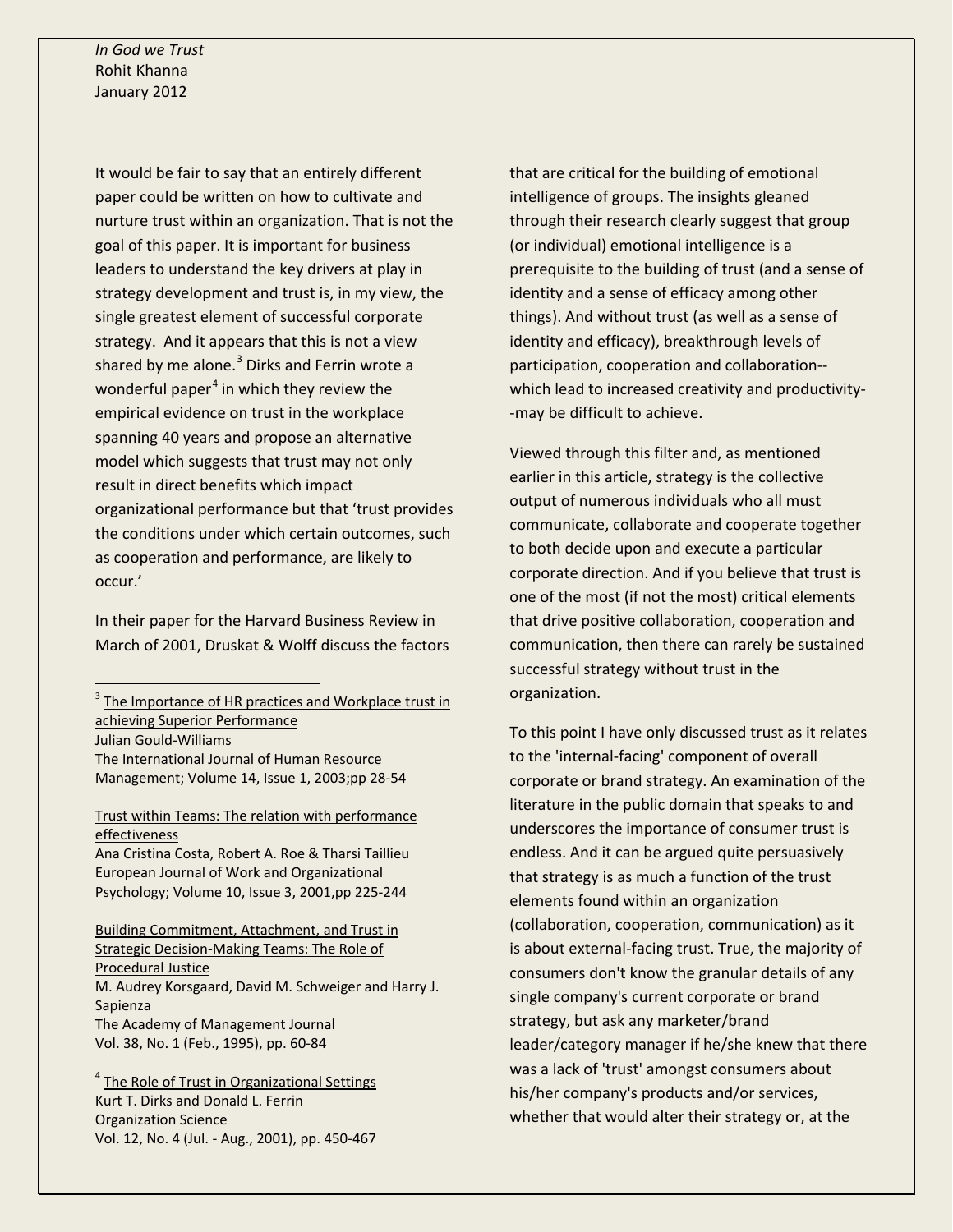It would be fair to say that an entirely different paper could be written on how to cultivate and nurture trust within an organization. That is not the goal of this paper. It is important for business leaders to understand the key drivers at play in strategy development and trust is, in my view, the single greatest element of successful corporate strategy. And it appears that this is not a view shared by me alone.[3] Dirks and Ferrin wrote a wonderful paper[4] in which they review the empirical evidence on trust in the workplace spanning 40 years and propose an alternative model which suggests that trust may not only result in direct benefits which impact organizational performance but that 'trust provides the conditions under which certain outcomes, such as cooperation and performance, are likely to occur.'

In their paper for the Harvard Business Review in March of 2001, Druskat & Wolff discuss the factors that are critical for the building of emotional intelligence of groups. The insights gleaned through their research clearly suggest that group (or individual) emotional intelligence is a prerequisite to the building of trust (and a sense of identity and a sense of efficacy among other things). And without trust (as well as a sense of identity and efficacy), breakthrough levels of participation, cooperation and collaboration--which lead to increased creativity and productivity--may be difficult to achieve.

Viewed through this filter and, as mentioned earlier in this article, strategy is the collective output of numerous individuals who all must communicate, collaborate and cooperate together to both decide upon and execute a particular corporate direction. And if you believe that trust is one of the most (if not the most) critical elements that drive positive collaboration, cooperation and communication, then there can rarely be sustained successful strategy without trust in the organization.

To this point I have only discussed trust as it relates to the 'internal-facing' component of overall corporate or brand strategy. An examination of the literature in the public domain that speaks to and underscores the importance of consumer trust is endless. And it can be argued quite persuasively that strategy is as much a function of the trust elements found within an organization (collaboration, cooperation, communication) as it is about external-facing trust. True, the majority of consumers don't know the granular details of any single company's current corporate or brand strategy, but ask any marketer/brand leader/category manager if he/she knew that there was a lack of 'trust' amongst consumers about his/her company's products and/or services, whether that would alter their strategy or, at the

---

[3] The Importance of HR practices and Workplace trust in achieving Superior Performance
Julian Gould-Williams
The International Journal of Human Resource Management; Volume 14, Issue 1, 2003;pp 28-54

Trust within Teams: The relation with performance effectiveness
Ana Cristina Costa, Robert A. Roe & Tharsi Taillieu
European Journal of Work and Organizational Psychology; Volume 10, Issue 3, 2001,pp 225-244

Building Commitment, Attachment, and Trust in Strategic Decision-Making Teams: The Role of Procedural Justice
M. Audrey Korsgaard, David M. Schweiger and Harry J. Sapienza
The Academy of Management Journal
Vol. 38, No. 1 (Feb., 1995), pp. 60-84

[4] The Role of Trust in Organizational Settings
Kurt T. Dirks and Donald L. Ferrin
Organization Science
Vol. 12, No. 4 (Jul. - Aug., 2001), pp. 450-467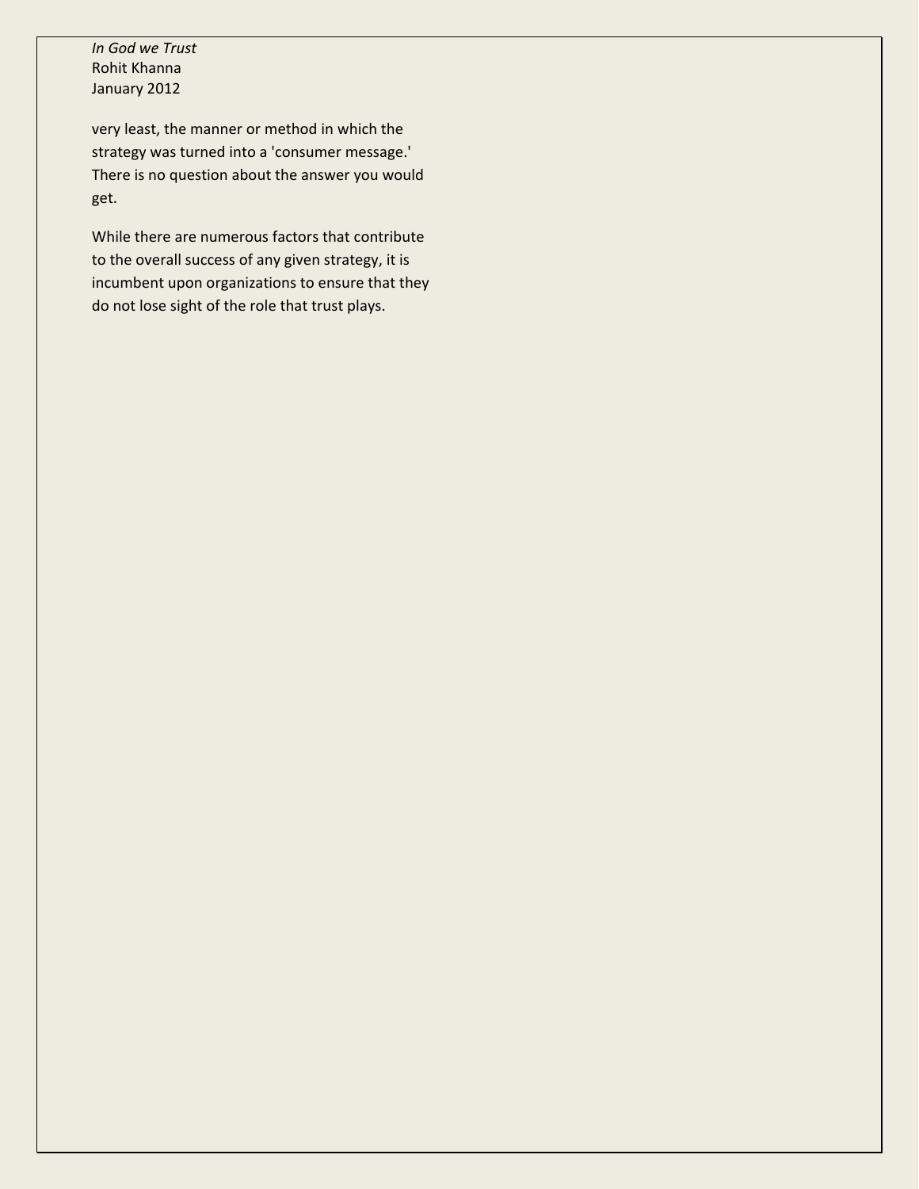very least, the manner or method in which the strategy was turned into a 'consumer message.' There is no question about the answer you would get.

While there are numerous factors that contribute to the overall success of any given strategy, it is incumbent upon organizations to ensure that they do not lose sight of the role that trust plays.